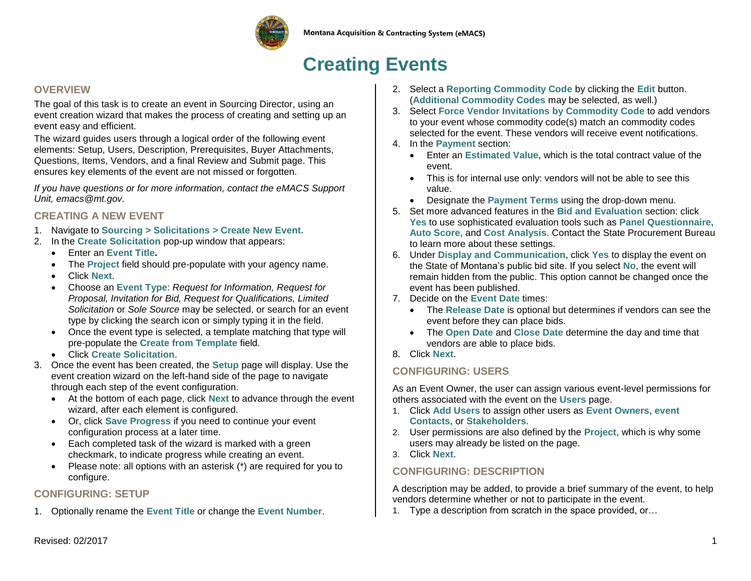# Creating Events

## OVERVIEW

The goal of this task is to create an event in Sourcing Director, using an event creation wizard that makes the process of creating and setting up an event easy and efficient.

The wizard guides users through a logical order of the following event elements: Setup, Users, Description, Prerequisites, Buyer Attachments, Questions, Items, Vendors, and a final Review and Submit page. This ensures key elements of the event are not missed or forgotten.

*If you have questions or for more information, contact the eMACS Support Unit, emacs@mt.gov.*

## CREATING A NEW EVENT

1. Navigate to **Sourcing > Solicitations > Create New Event.**
2. In the **Create Solicitation** pop-up window that appears:
   - Enter an **Event Title.**
   - The **Project** field should pre-populate with your agency name.
   - Click **Next**.
   - Choose an **Event Type**: *Request for Information, Request for Proposal, Invitation for Bid, Request for Qualifications, Limited Solicitation* or *Sole Source* may be selected, or search for an event type by clicking the search icon or simply typing it in the field.
   - Once the event type is selected, a template matching that type will pre-populate the **Create from Template** field.
   - Click **Create Solicitation**.
3. Once the event has been created, the **Setup** page will display. Use the event creation wizard on the left-hand side of the page to navigate through each step of the event configuration.
   - At the bottom of each page, click **Next** to advance through the event wizard, after each element is configured.
   - Or, click **Save Progress** if you need to continue your event configuration process at a later time.
   - Each completed task of the wizard is marked with a green checkmark, to indicate progress while creating an event.
   - Please note: all options with an asterisk (*) are required for you to configure.

## CONFIGURING: SETUP

1. Optionally rename the **Event Title** or change the **Event Number**.
2. Select a **Reporting Commodity Code** by clicking the **Edit** button. (**Additional Commodity Codes** may be selected, as well.)
3. Select **Force Vendor Invitations by Commodity Code** to add vendors to your event whose commodity code(s) match an commodity codes selected for the event. These vendors will receive event notifications.
4. In the **Payment** section:
   - Enter an **Estimated Value**, which is the total contract value of the event.
   - This is for internal use only: vendors will not be able to see this value.
   - Designate the **Payment Terms** using the drop-down menu.
5. Set more advanced features in the **Bid and Evaluation** section: click **Yes** to use sophisticated evaluation tools such as **Panel Questionnaire, Auto Score,** and **Cost Analysis**. Contact the State Procurement Bureau to learn more about these settings.
6. Under **Display and Communication**, click **Yes** to display the event on the State of Montana's public bid site. If you select **No**, the event will remain hidden from the public. This option cannot be changed once the event has been published.
7. Decide on the **Event Date** times:
   - The **Release Date** is optional but determines if vendors can see the event before they can place bids.
   - The **Open Date** and **Close Date** determine the day and time that vendors are able to place bids.
8. Click **Next**.

## CONFIGURING: USERS

As an Event Owner, the user can assign various event-level permissions for others associated with the event on the **Users** page.

1. Click **Add Users** to assign other users as **Event Owners, event Contacts,** or **Stakeholders**.
2. User permissions are also defined by the **Project**, which is why some users may already be listed on the page.
3. Click **Next**.

## CONFIGURING: DESCRIPTION

A description may be added, to provide a brief summary of the event, to help vendors determine whether or not to participate in the event.

1. Type a description from scratch in the space provided, or…

Revised: 02/2017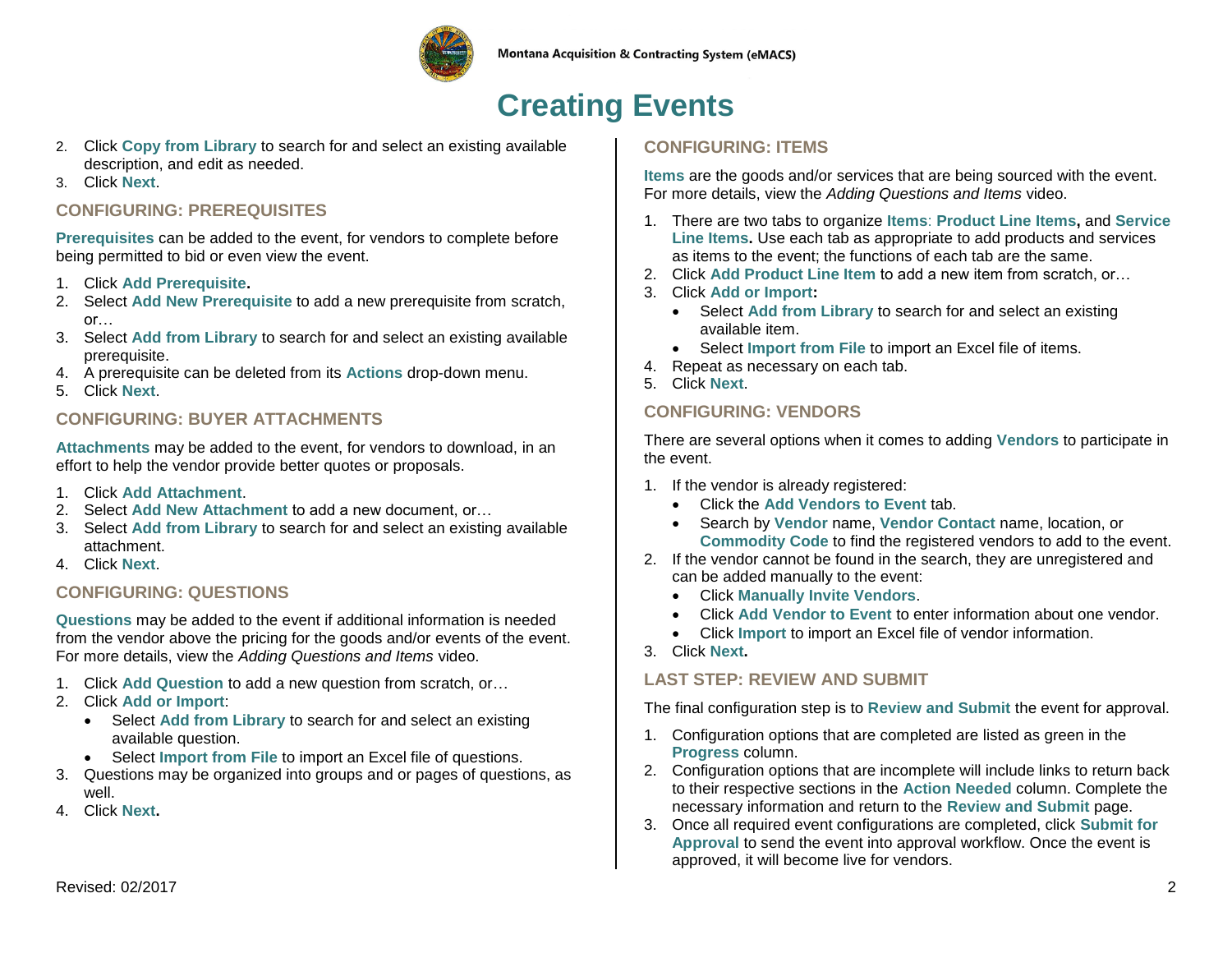# Creating Events

2. Click **Copy from Library** to search for and select an existing available description, and edit as needed.
3. Click **Next**.

## CONFIGURING: PREREQUISITES

**Prerequisites** can be added to the event, for vendors to complete before being permitted to bid or even view the event.

1. Click **Add Prerequisite.**
2. Select **Add New Prerequisite** to add a new prerequisite from scratch, or…
3. Select **Add from Library** to search for and select an existing available prerequisite.
4. A prerequisite can be deleted from its **Actions** drop-down menu.
5. Click **Next**.

## CONFIGURING: BUYER ATTACHMENTS

**Attachments** may be added to the event, for vendors to download, in an effort to help the vendor provide better quotes or proposals.

1. Click **Add Attachment**.
2. Select **Add New Attachment** to add a new document, or…
3. Select **Add from Library** to search for and select an existing available attachment.
4. Click **Next**.

## CONFIGURING: QUESTIONS

**Questions** may be added to the event if additional information is needed from the vendor above the pricing for the goods and/or events of the event. For more details, view the *Adding Questions and Items* video.

1. Click **Add Question** to add a new question from scratch, or…
2. Click **Add or Import**:
   - Select **Add from Library** to search for and select an existing available question.
   - Select **Import from File** to import an Excel file of questions.
3. Questions may be organized into groups and or pages of questions, as well.
4. Click **Next.**

## CONFIGURING: ITEMS

**Items** are the goods and/or services that are being sourced with the event. For more details, view the *Adding Questions and Items* video.

1. There are two tabs to organize **Items**: **Product Line Items,** and **Service Line Items.** Use each tab as appropriate to add products and services as items to the event; the functions of each tab are the same.
2. Click **Add Product Line Item** to add a new item from scratch, or…
3. Click **Add or Import:**
   - Select **Add from Library** to search for and select an existing available item.
   - Select **Import from File** to import an Excel file of items.
4. Repeat as necessary on each tab.
5. Click **Next**.

## CONFIGURING: VENDORS

There are several options when it comes to adding **Vendors** to participate in the event.

1. If the vendor is already registered:
   - Click the **Add Vendors to Event** tab.
   - Search by **Vendor** name, **Vendor Contact** name, location, or **Commodity Code** to find the registered vendors to add to the event.
2. If the vendor cannot be found in the search, they are unregistered and can be added manually to the event:
   - Click **Manually Invite Vendors**.
   - Click **Add Vendor to Event** to enter information about one vendor.
   - Click **Import** to import an Excel file of vendor information.
3. Click **Next.**

## LAST STEP: REVIEW AND SUBMIT

The final configuration step is to **Review and Submit** the event for approval.

1. Configuration options that are completed are listed as green in the **Progress** column.
2. Configuration options that are incomplete will include links to return back to their respective sections in the **Action Needed** column. Complete the necessary information and return to the **Review and Submit** page.
3. Once all required event configurations are completed, click **Submit for Approval** to send the event into approval workflow. Once the event is approved, it will become live for vendors.

Revised: 02/2017